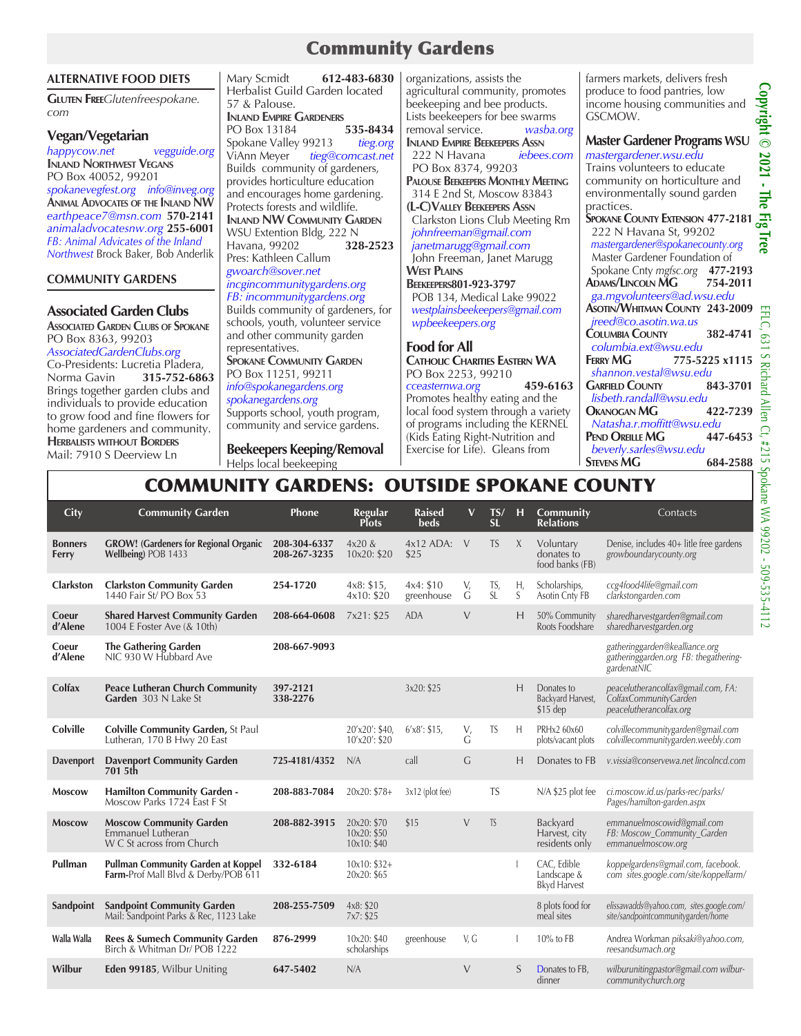# Community Gardens

## ALTERNATIVE FOOD DIETS

**Gluten Free** *Glutenfreespokane.com*

### Vegan/Vegetarian

*happycow.net* *vegguide.org*

**Inland Northwest Vegans**
PO Box 40052, 99201
*spokanevegfest.org* *info@inveg.org*

**Animal Advocates of the Inland NW**
*earthpeace7@msn.com* **570-2141**
*animaladvocatesnw.org* **255-6001**
*FB: Animal Advicates of the Inland Northwest* Brock Baker, Bob Anderlik

## COMMUNITY GARDENS

### Associated Garden Clubs

**Associated Garden Clubs of Spokane**
PO Box 8363, 99203
*AssociatedGardenClubs.org*
Co-Presidents: Lucretia Pladera, Norma Gavin **315-752-6863**
Brings together garden clubs and individuals to provide education to grow food and fine flowers for home gardeners and community.

**Herbalists without Borders**
Mail: 7910 S Deerview Ln
Mary Scmidt **612-483-6830**
Herbalist Guild Garden located 57 & Palouse.

**Inland Empire Gardeners**
PO Box 13184 **535-8434**
Spokane Valley 99213 *tieg.org*
ViAnn Meyer *tieg@comcast.net*
Builds community of gardeners, provides horticulture education and encourages home gardening. Protects forests and wildlife.

**Inland NW Community Garden**
WSU Extention Bldg, 222 N Havana, 99202 **328-2523**
Pres: Kathleen Callum
*gwoarch@sover.net*
*incgincommunitygardens.org*
*FB: incommunitygardens.org*
Builds community of gardeners, for schools, youth, volunteer service and other community garden representatives.

**Spokane Community Garden**
PO Box 11251, 99211
*info@spokanegardens.org*
*spokanegardens.org*
Supports school, youth program, community and service gardens.

### Beekeepers Keeping/Removal

Helps local beekeeping organizations, assists the agricultural community, promotes beekeeping and bee products. Lists beekeepers for bee swarms removal service. *wasba.org*

**Inland Empire Beekeepers Assn**
222 N Havana *iebees.com*
PO Box 8374, 99203

**Palouse Beekeepers Monthly Meeting**
314 E 2nd St, Moscow 83843

**(L-C)Valley Beekeepers Assn**
Clarkston Lions Club Meeting Rm
*johnfreeman@gmail.com*
*janetmarugg@gmail.com*
John Freeman, Janet Marugg

**West Plains Beekeepers** **801-923-3797**
POB 134, Medical Lake 99022
*westplainsbeekeepers@gmail.com*
*wpbeekeepers.org*

### Food for All

**Catholic Charities Eastern WA**
PO Box 2253, 99210
*cceasternwa.org* **459-6163**
Promotes healthy eating and the local food system through a variety of programs including the KERNEL (Kids Eating Right-Nutrition and Exercise for Life). Gleans from farmers markets, delivers fresh produce to food pantries, low income housing communities and GSCMOW.

### Master Gardener Programs WSU

*mastergardener.wsu.edu*
Trains volunteers to educate community on horticulture and environmentally sound garden practices.

**Spokane County Extension** **477-2181**
222 N Havana St, 99202
*mastergardener@spokanecounty.org*
Master Gardener Foundation of Spokane Cnty *mgfsc.org* **477-2193**

**Adams/Lincoln MG** **754-2011**
*ga.mgvolunteers@ad.wsu.edu*

**Asotin/Whitman County** **243-2009**
*jreed@co.asotin.wa.us*

**Columbia County** **382-4741**
*columbia.ext@wsu.edu*

**Ferry MG** **775-5225 x1115**
*shannon.vestal@wsu.edu*

**Garfield County** **843-3701**
*lisbeth.randall@wsu.edu*

**Okanogan MG** **422-7239**
*Natasha.r.moffitt@wsu.edu*

**Pend Oreille MG** **447-6453**
*beverly.sarles@wsu.edu*

**Stevens MG** **684-2588**

## COMMUNITY GARDENS: OUTSIDE SPOKANE COUNTY

| City | Community Garden | Phone | Regular Plots | Raised beds | V | TS/SL | H | Community Relations | Contacts |
|---|---|---|---|---|---|---|---|---|---|
| Bonners Ferry | **GROW! (Gardeners for Regional Organic Wellbeing)** POB 1433 | 208-304-6337 208-267-3235 | 4x20 & 10x20: $20 | 4x12 ADA: $25 | V | TS | X | Voluntary donates to food banks (FB) | Denise, includes 40+ litle free gardens *growboundarycounty.org* |
| Clarkston | **Clarkston Community Garden** 1440 Fair St/ PO Box 53 | 254-1720 | 4x8: $15, 4x10: $20 | 4x4: $10 greenhouse | V, G | TS, SL | H, S | Scholarships, Asotin Cnty FB | *ccg4food4life@gmail.com clarkstongarden.com* |
| Coeur d'Alene | **Shared Harvest Community Garden** 1004 E Foster Ave (& 10th) | 208-664-0608 | 7x21: $25 | ADA | V | | H | 50% Community Roots Foodshare | *sharedharvestgarden@gmail.com sharedharvestgarden.org* |
| Coeur d'Alene | **The Gathering Garden** NIC 930 W Hubbard Ave | 208-667-9093 | | | | | | | *gatheringgarden@kealliance.org gatheringgarden.org FB: thegathering-gardenatNIC* |
| Colfax | **Peace Lutheran Church Community Garden** 303 N Lake St | 397-2121 338-2276 | | 3x20: $25 | | | H | Donates to Backyard Harvest, $15 dep | *peacelutherancolfax@gmail.com, FA: ColfaxCommunityGarden peacelutherancolfax.org* |
| Colville | **Colville Community Garden,** St Paul Lutheran, 170 B Hwy 20 East | | 20'x20': $40, 10'x20': $20 | 6'x8': $15, | V, G | TS | H | PRHx2 60x60 plots/vacant plots | *colvillecommunitygarden@gmail.com colvillecommunitygarden.weebly.com* |
| Davenport | **Davenport Community Garden** 701 5th | 725-4181/4352 | N/A | call | G | | H | Donates to FB | *v.vissia@conservewa.net lincolncd.com* |
| Moscow | **Hamilton Community Garden -** Moscow Parks 1724 East F St | 208-883-7084 | 20x20: $78+ | 3x12 (plot fee) | | TS | | N/A $25 plot fee | *ci.moscow.id.us/parks-rec/parks/ Pages/hamilton-garden.aspx* |
| Moscow | **Moscow Community Garden** Emmanuel Lutheran W C St across from Church | 208-882-3915 | 20x20: $70 10x20: $50 10x10: $40 | $15 | V | TS | | Backyard Harvest, city residents only | *emmanuelmoscowid@gmail.com FB: Moscow_Community_Garden emmanuelmoscow.org* |
| Pullman | **Pullman Community Garden at Koppel Farm-**Prof Mall Blvd & Derby/POB 611 | 332-6184 | 10x10: $32+ 20x20: $65 | | | | I | CAC, Edible Landscape & Bkyd Harvest | *koppelgardens@gmail.com, facebook. com sites.google.com/site/koppelfarm/* |
| Sandpoint | **Sandpoint Community Garden** Mail: Sandpoint Parks & Rec, 1123 Lake | 208-255-7509 | 4x8: $20 7x7: $25 | | | | | 8 plots food for meal sites | *elissawadds@yahoo.com, sites.google.com/ site/sandpointcommunitygarden/home* |
| Walla Walla | **Rees & Sumech Community Garden** Birch & Whitman Dr/ POB 1222 | 876-2999 | 10x20: $40 scholarships | greenhouse | V, G | | I | 10% to FB | Andrea Workman *piksaki@yahoo.com, reesandsumach.org* |
| Wilbur | **Eden 99185**, Wilbur Uniting | 647-5402 | N/A | | V | | S | Donates to FB, dinner | *wilburunitingpastor@gmail.com wilbur-communitychurch.org* |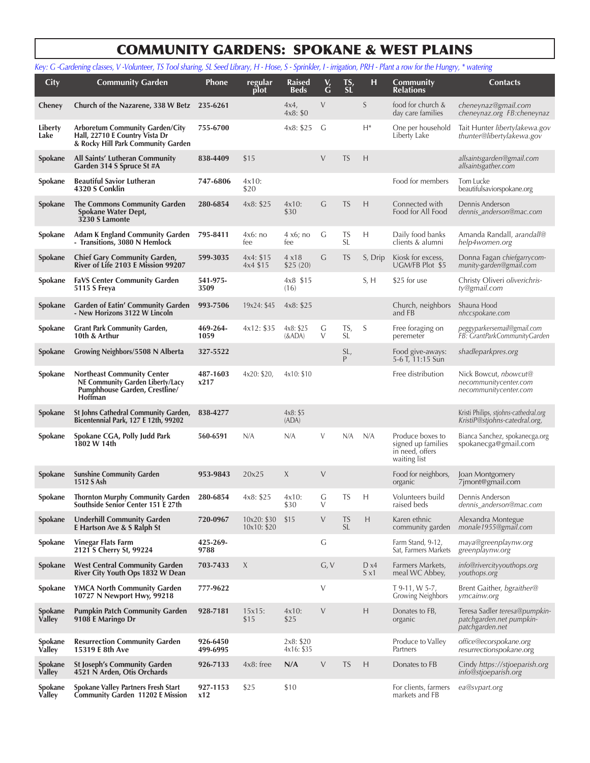# COMMUNITY GARDENS: SPOKANE & WEST PLAINS

*Key: G -Gardening classes, V -Volunteer, TS Tool sharing, SL Seed Library, H - Hose, S - Sprinkler, I - irrigation, PRH - Plant a row for the Hungry, * watering*

| City | Community Garden | Phone | regular plot | Raised Beds | V, G | TS, SL | H | Community Relations | Contacts |
|---|---|---|---|---|---|---|---|---|---|
| **Cheney** | **Church of the Nazarene, 338 W Betz** | **235-6261** | | 4x4, 4x8: $0 | V | | S | food for church & day care families | *cheneynaz@gmail.com cheneynaz.org FB:cheneynaz* |
| **Liberty Lake** | **Arboretum Community Garden/City Hall, 22710 E Country Vista Dr & Rocky Hill Park Community Garden** | **755-6700** | | 4x8: $25 | G | | H* | One per household Liberty Lake | Tait Hunter *libertylakewa.gov thunter@libertylakewa.gov* |
| **Spokane** | **All Saints' Lutheran Community Garden 314 S Spruce St #A** | **838-4409** | $15 | | V | TS | H | | *allsaintsgarden@gmail.com allsaintsgather.com* |
| **Spokane** | **Beautiful Savior Lutheran 4320 S Conklin** | **747-6806** | 4x10: $20 | | | | | Food for members | Tom Lucke beautifulsaviorspokane.org |
| **Spokane** | **The Commons Community Garden Spokane Water Dept, 3230 S Lamonte** | **280-6854** | 4x8: $25 | 4x10: $30 | G | TS | H | Connected with Food for All Food | Dennis Anderson *dennis_anderson@mac.com* |
| **Spokane** | **Adam K England Community Garden - Transitions, 3080 N Hemlock** | **795-8411** | 4x6: no fee | 4 x6; no fee | G | TS SL | H | Daily food banks clients & alumni | Amanda Randall, *arandall@ help4women.org* |
| **Spokane** | **Chief Gary Community Garden, River of Life 2103 E Mission 99207** | **599-3035** | 4x4: $15 4x4 $15 | 4 x18 $25 (20) | G | TS | S, Drip | Kiosk for excess, UGM/FB Plot $5 | Donna Fagan *chiefgarrycom-munity-garden@gmail.com* |
| **Spokane** | **FaVS Center Community Garden 5115 S Freya** | **541-975-3509** | | 4x8 $15 (16) | | | S, H | $25 for use | Christy Oliveri *oliverichris-ty@gmail.com* |
| **Spokane** | **Garden of Eatin' Community Garden - New Horizons 3122 W Lincoln** | **993-7506** | 19x24: $45 | 4x8: $25 | | | | Church, neighbors and FB | Shauna Hood *nhccspokane.com* |
| **Spokane** | **Grant Park Community Garden, 10th & Arthur** | **469-264-1059** | 4x12: $35 | 4x8: $25 (&ADA) | G V | TS, SL | S | Free foraging on peremeter | *peggyparkersemail@gmail.com FB: GrantParkCommunityGarden* |
| **Spokane** | **Growing Neighbors/5508 N Alberta** | **327-5522** | | | | SL, P | | Food give-aways: 5-6 T, 11:15 Sun | *shadleparkpres.org* |
| **Spokane** | **Northeast Community Center NE Community Garden Liberty/Lacy Pumphhouse Garden, Crestline/ Hoffman** | **487-1603 x217** | 4x20: $20, | 4x10: $10 | | | | Free distribution | Nick Bowcut, *nbowcut@ necommunitycenter.com necommunitycenter.com* |
| **Spokane** | **St Johns Cathedral Community Garden, Bicentennial Park, 127 E 12th, 99202** | **838-4277** | | 4x8: $5 (ADA) | | | | | Kristi Philips, *stjohns-cathedral.org KristiP@stjohns-catedral.org,* |
| **Spokane** | **Spokane CGA, Polly Judd Park 1802 W 14th** | **560-6591** | N/A | N/A | V | N/A | N/A | Produce boxes to signed up families in need, offers waiting list | Bianca Sanchez, spokanecga.org spokanecga@gmail.com |
| **Spokane** | **Sunshine Community Garden 1512 S Ash** | **953-9843** | 20x25 | X | V | | | Food for neighbors, organic | Joan Montgomery 7jmont@gmail.com |
| **Spokane** | **Thornton Murphy Community Garden Southside Senior Center 151 E 27th** | **280-6854** | 4x8: $25 | 4x10: $30 | G V | TS | H | Volunteers build raised beds | Dennis Anderson *dennis_anderson@mac.com* |
| **Spokane** | **Underhill Community Garden E Hartson Ave & S Ralph St** | **720-0967** | 10x20: $30 10x10: $20 | $15 | V | TS SL | H | Karen ethnic community garden | Alexandra Montegue *monale1955@gmail.com* |
| **Spokane** | **Vinegar Flats Farm 2121 S Cherry St, 99224** | **425-269-9788** | | | G | | | Farm Stand, 9-12, Sat, Farmers Markets | *maya@greenplaynw.org greenplaynw.org* |
| **Spokane** | **West Central Community Garden River City Youth Ops 1832 W Dean** | **703-7433** | X | | G, V | | D x4 S x1 | Farmers Markets, meal WC Abbey, | *info@rivercityyouthops.org youthops.org* |
| **Spokane** | **YMCA North Community Garden 10727 N Newport Hwy, 99218** | **777-9622** | | | V | | | T 9-11, W 5-7, Growing Neighbors | Brent Gaither, *bgraither@ ymcainw.org* |
| **Spokane Valley** | **Pumpkin Patch Community Garden 9108 E Maringo Dr** | **928-7181** | 15x15: $15 | 4x10: $25 | V | | H | Donates to FB, organic | Teresa Sadler *teresa@pumpkin-patchgarden.net pumpkin-patchgarden.net* |
| **Spokane Valley** | **Resurrection Community Garden 15319 E 8th Ave** | **926-6450 499-6995** | | 2x8: $20 4x16: $35 | | | | Produce to Valley Partners | *office@ecorspokane.org resurrectionspokane.org* |
| **Spokane Valley** | **St Joseph's Community Garden 4521 N Arden, Otis Orchards** | **926-7133** | 4x8: free | **N/A** | V | TS | H | Donates to FB | Cindy *https://stjoeparish.org info@stjoeparish.org* |
| **Spokane Valley** | **Spokane Valley Partners Fresh Start Community Garden 11202 E Mission** | **927-1153 x12** | $25 | $10 | | | | For clients, farmers markets and FB | *ea@svpart.org* |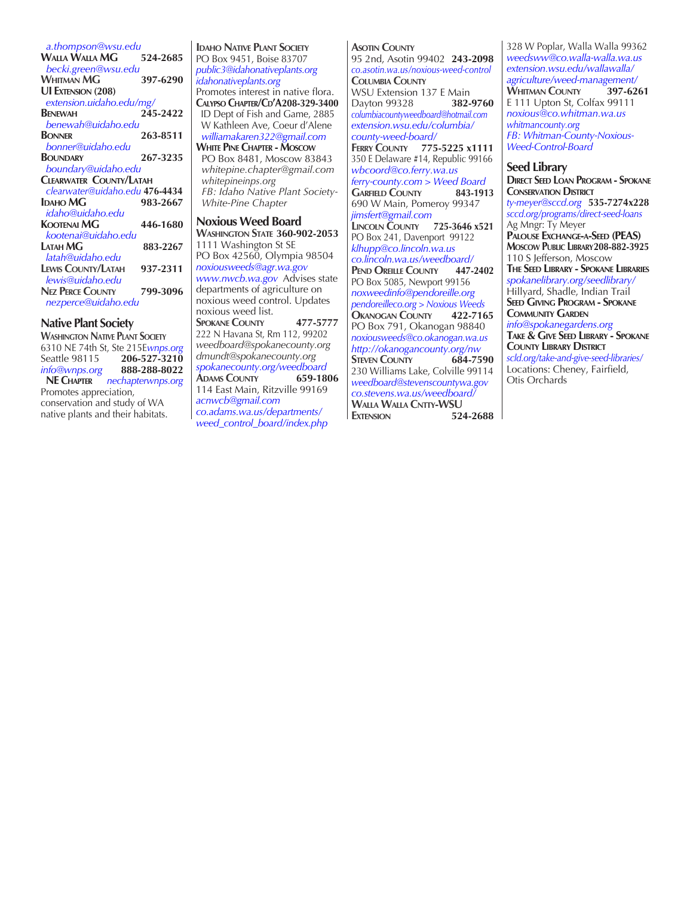a.thompson@wsu.edu

**Walla Walla MG** **524-2685**
becki.green@wsu.edu

**Whitman MG** **397-6290**

**UI Extension (208)**
extension.uidaho.edu/mg/

**Benewah** **245-2422**
benewah@uidaho.edu

**Bonner** **263-8511**
bonner@uidaho.edu

**Boundary** **267-3235**
boundary@uidaho.edu

**Clearwater County/Latah**
clearwater@uidaho.edu **476-4434**

**Idaho MG** **983-2667**
idaho@uidaho.edu

**Kootenai MG** **446-1680**
kootenai@uidaho.edu

**Latah MG** **883-2267**
latah@uidaho.edu

**Lewis County/Latah** **937-2311**
lewis@uidaho.edu

**Nez Perce County** **799-3096**
nezperce@uidaho.edu

## Native Plant Society

**Washington Native Plant Society**
6310 NE 74th St, Ste 215E *wnps.org*
Seattle 98115 **206-527-3210**
*info@wnps.org* **888-288-8022**

**NE Chapter** *nechapterwnps.org*
Promotes appreciation, conservation and study of WA native plants and their habitats.

**Idaho Native Plant Society**
PO Box 9451, Boise 83707
*public3@idahonativeplants.org*
*idahonativeplants.org*
Promotes interest in native flora.

**Calypso Chapter/Cd'A 208-329-3400**
ID Dept of Fish and Game, 2885 W Kathleen Ave, Coeur d'Alene
*williamakaren322@gmail.com*

**White Pine Chapter - Moscow**
PO Box 8481, Moscow 83843
*whitepine.chapter@gmail.com*
*whitepineinps.org*
*FB: Idaho Native Plant Society-White-Pine Chapter*

## Noxious Weed Board

**Washington State 360-902-2053**
1111 Washington St SE
PO Box 42560, Olympia 98504
*noxiousweeds@agr.wa.gov*
*www.nwcb.wa.gov* Advises state departments of agriculture on noxious weed control. Updates noxious weed list.

**Spokane County** **477-5777**
222 N Havana St, Rm 112, 99202
*weedboard@spokanecounty.org*
*dmundt@spokanecounty.org*
*spokanecounty.org/weedboard*

**Adams County** **659-1806**
114 East Main, Ritzville 99169
*acnwcb@gmail.com*
*co.adams.wa.us/departments/weed_control_board/index.php*

**Asotin County**
95 2nd, Asotin 99402 **243-2098**
*co.asotin.wa.us/noxious-weed-control*

**Columbia County**
WSU Extension 137 E Main
Dayton 99328 **382-9760**
*columbiacountyweedboard@hotmail.com*
*extension.wsu.edu/columbia/county-weed-board/*

**Ferry County** **775-5225 x1111**
350 E Delaware #14, Republic 99166
*wbcoord@co.ferry.wa.us*
*ferry-county.com > Weed Board*

**Garfield County** **843-1913**
690 W Main, Pomeroy 99347
*jimsfert@gmail.com*

**Lincoln County** **725-3646 x521**
PO Box 241, Davenport 99122
*klhupp@co.lincoln.wa.us*
*co.lincoln.wa.us/weedboard/*

**Pend Oreille County** **447-2402**
PO Box 5085, Newport 99156
*noxweedinfo@pendoreille.org*
*pendoreilleco.org > Noxious Weeds*

**Okanogan County** **422-7165**
PO Box 791, Okanogan 98840
*noxiousweeds@co.okanogan.wa.us*
*http://okanogancounty.org/nw*

**Steven County** **684-7590**
230 Williams Lake, Colville 99114
*weedboard@stevenscountywa.gov*
*co.stevens.wa.us/weedboard/*

**Walla Walla Cntty-WSU Extension** **524-2688**
328 W Poplar, Walla Walla 99362
*weedsww@co.walla-walla.wa.us*
*extension.wsu.edu/wallawalla/agriculture/weed-management/*

**Whitman County** **397-6261**
E 111 Upton St, Colfax 99111
*noxious@co.whitman.wa.us*
*whitmancounty.org*
*FB: Whitman-County-Noxious-Weed-Control-Board*

## Seed Library

**Direct Seed Loan Program - Spokane Conservation District**
*ty-meyer@sccd.org* **535-7274x228**
*sccd.org/programs/direct-seed-loans*
Ag Mngr: Ty Meyer

**Palouse Exchange-a-Seed (PEAS)**

**Moscow Public Library 208-882-3925**
110 S Jefferson, Moscow

**The Seed Library - Spokane Libraries**
*spokanelibrary.org/seedlibrary/*
Hillyard, Shadle, Indian Trail

**Seed Giving Program - Spokane Community Garden**
*info@spokanegardens.org*

**Take & Give Seed Library - Spokane County Library District**
*scld.org/take-and-give-seed-libraries/*
Locations: Cheney, Fairfield, Otis Orchards